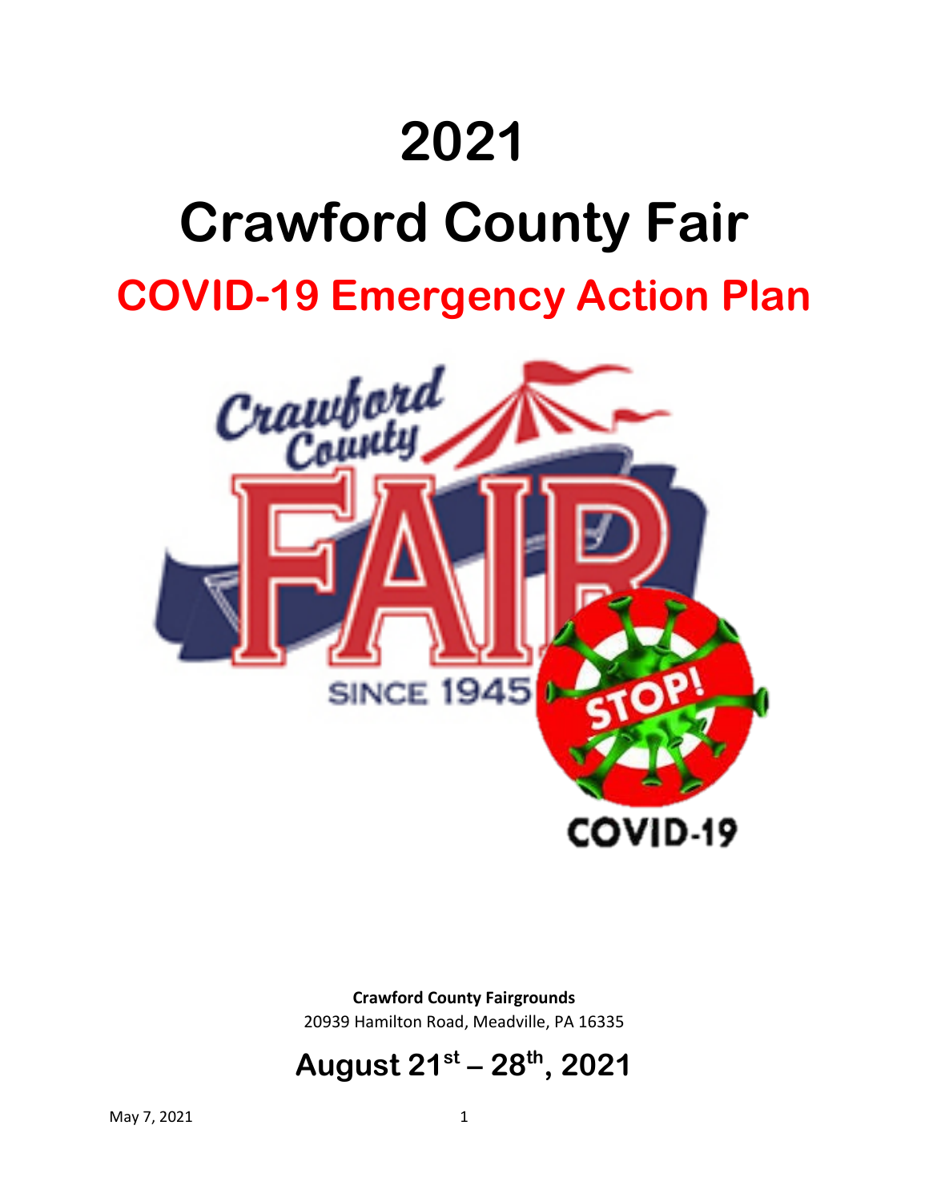# 2021

# Crawford County Fair

## COVID-19 Emergency Action Plan

**Crawford County Fairgrounds**
20939 Hamilton Road, Meadville, PA 16335

## August 21st – 28th, 2021

May 7, 2021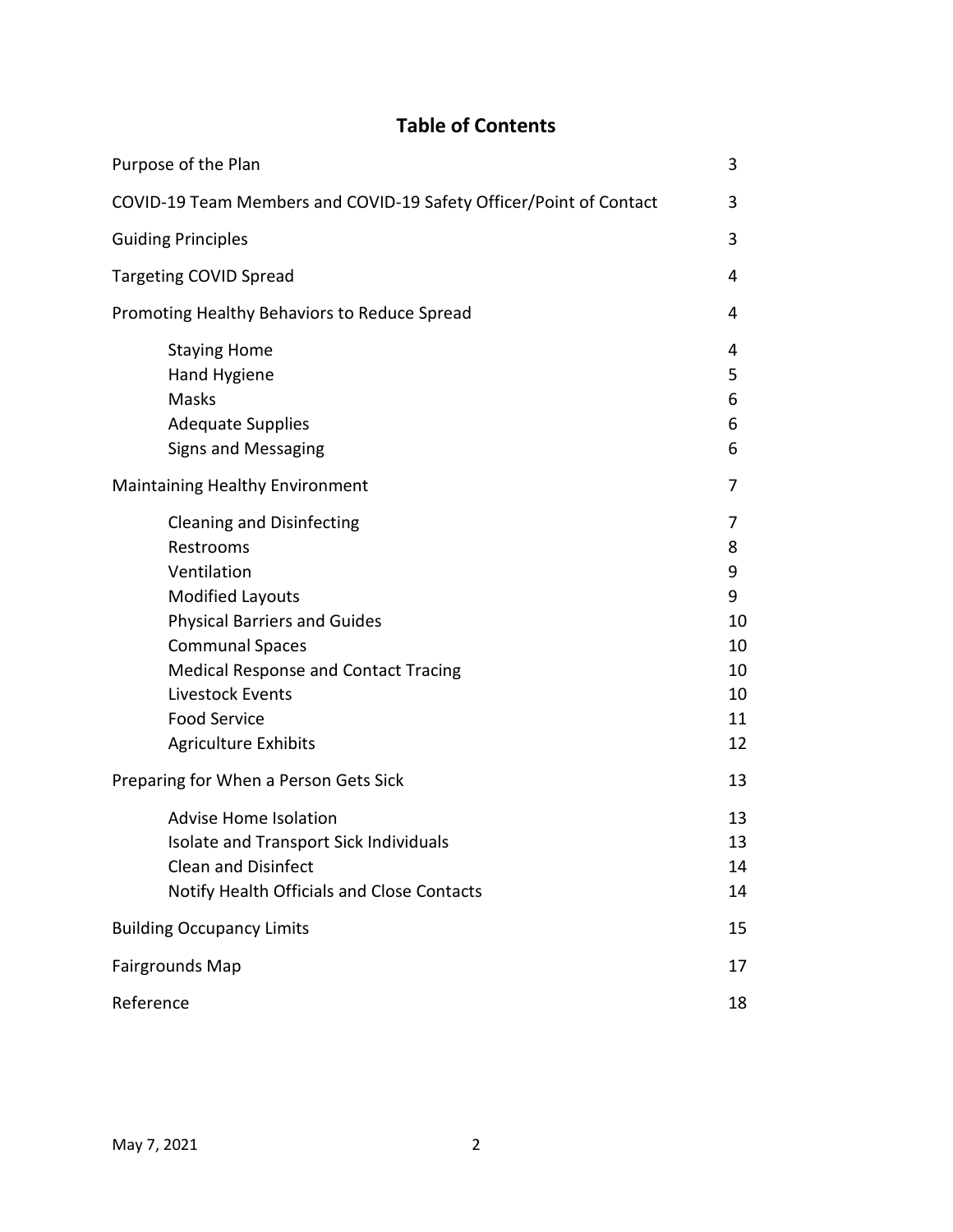## Table of Contents

| | |
|---|---|
| Purpose of the Plan | 3 |
| COVID-19 Team Members and COVID-19 Safety Officer/Point of Contact | 3 |
| Guiding Principles | 3 |
| Targeting COVID Spread | 4 |
| Promoting Healthy Behaviors to Reduce Spread | 4 |
| Staying Home | 4 |
| Hand Hygiene | 5 |
| Masks | 6 |
| Adequate Supplies | 6 |
| Signs and Messaging | 6 |
| Maintaining Healthy Environment | 7 |
| Cleaning and Disinfecting | 7 |
| Restrooms | 8 |
| Ventilation | 9 |
| Modified Layouts | 9 |
| Physical Barriers and Guides | 10 |
| Communal Spaces | 10 |
| Medical Response and Contact Tracing | 10 |
| Livestock Events | 10 |
| Food Service | 11 |
| Agriculture Exhibits | 12 |
| Preparing for When a Person Gets Sick | 13 |
| Advise Home Isolation | 13 |
| Isolate and Transport Sick Individuals | 13 |
| Clean and Disinfect | 14 |
| Notify Health Officials and Close Contacts | 14 |
| Building Occupancy Limits | 15 |
| Fairgrounds Map | 17 |
| Reference | 18 |

May 7, 2021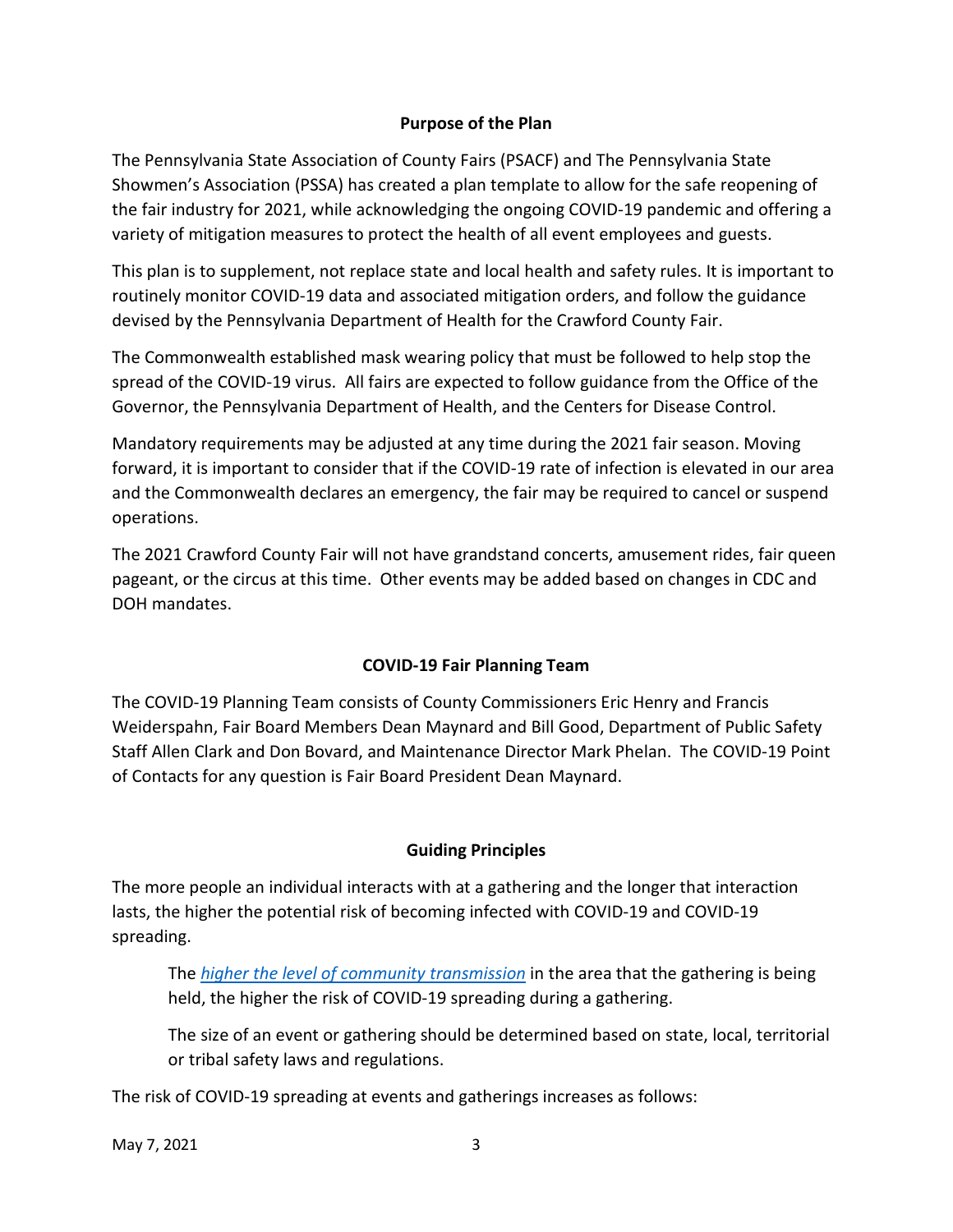## Purpose of the Plan

The Pennsylvania State Association of County Fairs (PSACF) and The Pennsylvania State Showmen's Association (PSSA) has created a plan template to allow for the safe reopening of the fair industry for 2021, while acknowledging the ongoing COVID-19 pandemic and offering a variety of mitigation measures to protect the health of all event employees and guests.

This plan is to supplement, not replace state and local health and safety rules. It is important to routinely monitor COVID-19 data and associated mitigation orders, and follow the guidance devised by the Pennsylvania Department of Health for the Crawford County Fair.

The Commonwealth established mask wearing policy that must be followed to help stop the spread of the COVID-19 virus. All fairs are expected to follow guidance from the Office of the Governor, the Pennsylvania Department of Health, and the Centers for Disease Control.

Mandatory requirements may be adjusted at any time during the 2021 fair season. Moving forward, it is important to consider that if the COVID-19 rate of infection is elevated in our area and the Commonwealth declares an emergency, the fair may be required to cancel or suspend operations.

The 2021 Crawford County Fair will not have grandstand concerts, amusement rides, fair queen pageant, or the circus at this time. Other events may be added based on changes in CDC and DOH mandates.

## COVID-19 Fair Planning Team

The COVID-19 Planning Team consists of County Commissioners Eric Henry and Francis Weiderspahn, Fair Board Members Dean Maynard and Bill Good, Department of Public Safety Staff Allen Clark and Don Bovard, and Maintenance Director Mark Phelan. The COVID-19 Point of Contacts for any question is Fair Board President Dean Maynard.

## Guiding Principles

The more people an individual interacts with at a gathering and the longer that interaction lasts, the higher the potential risk of becoming infected with COVID-19 and COVID-19 spreading.

> The *higher the level of community transmission* in the area that the gathering is being held, the higher the risk of COVID-19 spreading during a gathering.
>
> The size of an event or gathering should be determined based on state, local, territorial or tribal safety laws and regulations.

The risk of COVID-19 spreading at events and gatherings increases as follows: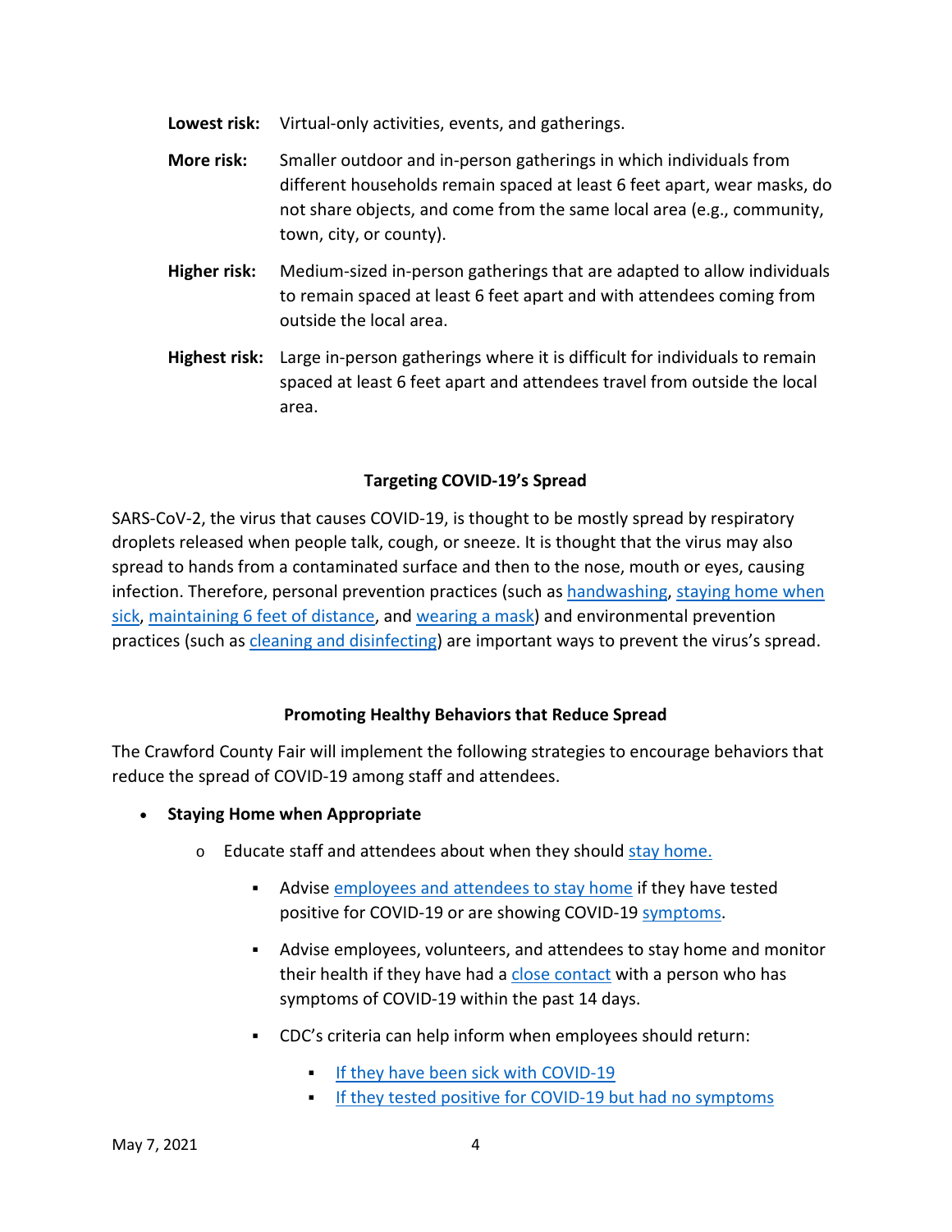**Lowest risk:** Virtual-only activities, events, and gatherings.

**More risk:** Smaller outdoor and in-person gatherings in which individuals from different households remain spaced at least 6 feet apart, wear masks, do not share objects, and come from the same local area (e.g., community, town, city, or county).

**Higher risk:** Medium-sized in-person gatherings that are adapted to allow individuals to remain spaced at least 6 feet apart and with attendees coming from outside the local area.

**Highest risk:** Large in-person gatherings where it is difficult for individuals to remain spaced at least 6 feet apart and attendees travel from outside the local area.

## Targeting COVID-19's Spread

SARS-CoV-2, the virus that causes COVID-19, is thought to be mostly spread by respiratory droplets released when people talk, cough, or sneeze. It is thought that the virus may also spread to hands from a contaminated surface and then to the nose, mouth or eyes, causing infection. Therefore, personal prevention practices (such as handwashing, staying home when sick, maintaining 6 feet of distance, and wearing a mask) and environmental prevention practices (such as cleaning and disinfecting) are important ways to prevent the virus's spread.

## Promoting Healthy Behaviors that Reduce Spread

The Crawford County Fair will implement the following strategies to encourage behaviors that reduce the spread of COVID-19 among staff and attendees.

- **Staying Home when Appropriate**
  - Educate staff and attendees about when they should stay home.
    - Advise employees and attendees to stay home if they have tested positive for COVID-19 or are showing COVID-19 symptoms.
    - Advise employees, volunteers, and attendees to stay home and monitor their health if they have had a close contact with a person who has symptoms of COVID-19 within the past 14 days.
    - CDC's criteria can help inform when employees should return:
      - If they have been sick with COVID-19
      - If they tested positive for COVID-19 but had no symptoms

May 7, 2021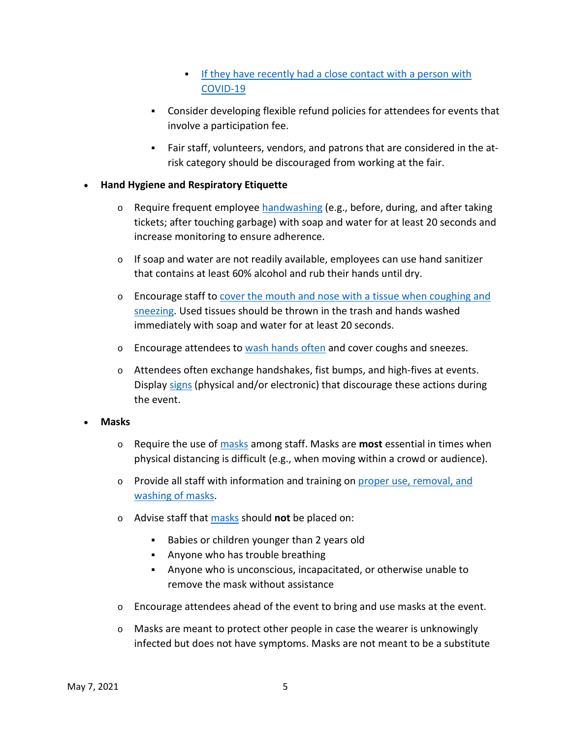- If they have recently had a close contact with a person with COVID-19
    - Consider developing flexible refund policies for attendees for events that involve a participation fee.
    - Fair staff, volunteers, vendors, and patrons that are considered in the at-risk category should be discouraged from working at the fair.

- **Hand Hygiene and Respiratory Etiquette**
    - Require frequent employee handwashing (e.g., before, during, and after taking tickets; after touching garbage) with soap and water for at least 20 seconds and increase monitoring to ensure adherence.
    - If soap and water are not readily available, employees can use hand sanitizer that contains at least 60% alcohol and rub their hands until dry.
    - Encourage staff to cover the mouth and nose with a tissue when coughing and sneezing. Used tissues should be thrown in the trash and hands washed immediately with soap and water for at least 20 seconds.
    - Encourage attendees to wash hands often and cover coughs and sneezes.
    - Attendees often exchange handshakes, fist bumps, and high-fives at events. Display signs (physical and/or electronic) that discourage these actions during the event.

- **Masks**
    - Require the use of masks among staff. Masks are **most** essential in times when physical distancing is difficult (e.g., when moving within a crowd or audience).
    - Provide all staff with information and training on proper use, removal, and washing of masks.
    - Advise staff that masks should **not** be placed on:
        - Babies or children younger than 2 years old
        - Anyone who has trouble breathing
        - Anyone who is unconscious, incapacitated, or otherwise unable to remove the mask without assistance
    - Encourage attendees ahead of the event to bring and use masks at the event.
    - Masks are meant to protect other people in case the wearer is unknowingly infected but does not have symptoms. Masks are not meant to be a substitute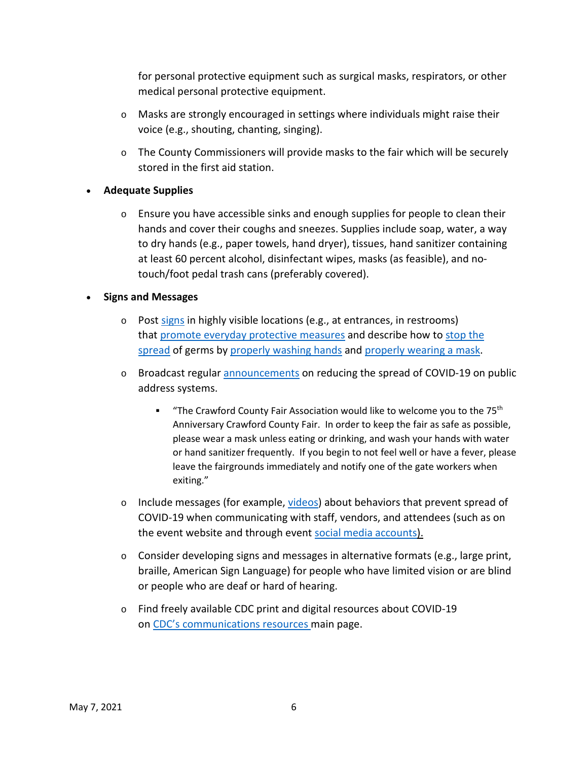for personal protective equipment such as surgical masks, respirators, or other medical personal protective equipment.

- Masks are strongly encouraged in settings where individuals might raise their voice (e.g., shouting, chanting, singing).
- The County Commissioners will provide masks to the fair which will be securely stored in the first aid station.

- **Adequate Supplies**
  - Ensure you have accessible sinks and enough supplies for people to clean their hands and cover their coughs and sneezes. Supplies include soap, water, a way to dry hands (e.g., paper towels, hand dryer), tissues, hand sanitizer containing at least 60 percent alcohol, disinfectant wipes, masks (as feasible), and no-touch/foot pedal trash cans (preferably covered).

- **Signs and Messages**
  - Post signs in highly visible locations (e.g., at entrances, in restrooms) that promote everyday protective measures and describe how to stop the spread of germs by properly washing hands and properly wearing a mask.
  - Broadcast regular announcements on reducing the spread of COVID-19 on public address systems.
    - "The Crawford County Fair Association would like to welcome you to the 75th Anniversary Crawford County Fair. In order to keep the fair as safe as possible, please wear a mask unless eating or drinking, and wash your hands with water or hand sanitizer frequently. If you begin to not feel well or have a fever, please leave the fairgrounds immediately and notify one of the gate workers when exiting."
  - Include messages (for example, videos) about behaviors that prevent spread of COVID-19 when communicating with staff, vendors, and attendees (such as on the event website and through event social media accounts).
  - Consider developing signs and messages in alternative formats (e.g., large print, braille, American Sign Language) for people who have limited vision or are blind or people who are deaf or hard of hearing.
  - Find freely available CDC print and digital resources about COVID-19 on CDC's communications resources main page.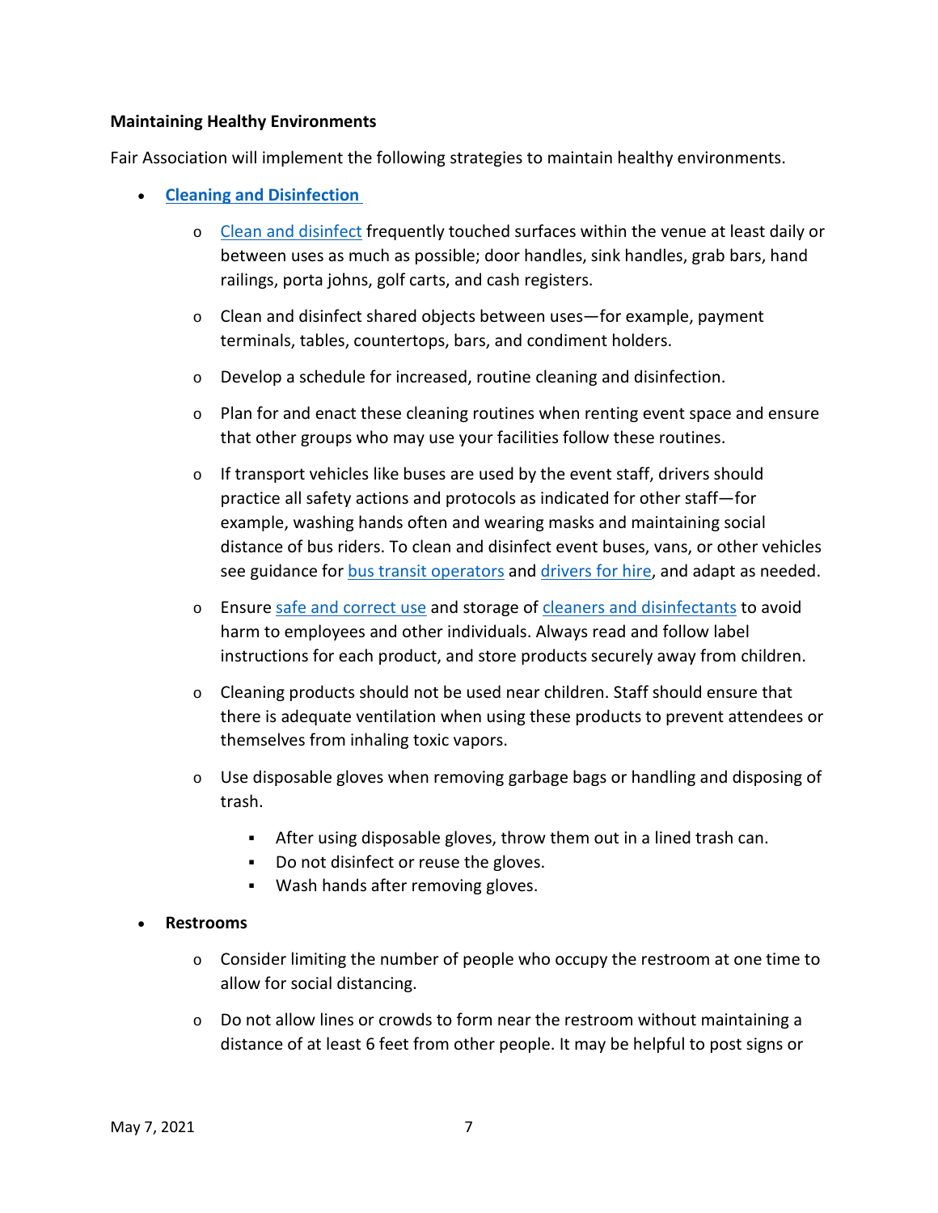**Maintaining Healthy Environments**

Fair Association will implement the following strategies to maintain healthy environments.

- **Cleaning and Disinfection**
    - Clean and disinfect frequently touched surfaces within the venue at least daily or between uses as much as possible; door handles, sink handles, grab bars, hand railings, porta johns, golf carts, and cash registers.
    - Clean and disinfect shared objects between uses—for example, payment terminals, tables, countertops, bars, and condiment holders.
    - Develop a schedule for increased, routine cleaning and disinfection.
    - Plan for and enact these cleaning routines when renting event space and ensure that other groups who may use your facilities follow these routines.
    - If transport vehicles like buses are used by the event staff, drivers should practice all safety actions and protocols as indicated for other staff—for example, washing hands often and wearing masks and maintaining social distance of bus riders. To clean and disinfect event buses, vans, or other vehicles see guidance for bus transit operators and drivers for hire, and adapt as needed.
    - Ensure safe and correct use and storage of cleaners and disinfectants to avoid harm to employees and other individuals. Always read and follow label instructions for each product, and store products securely away from children.
    - Cleaning products should not be used near children. Staff should ensure that there is adequate ventilation when using these products to prevent attendees or themselves from inhaling toxic vapors.
    - Use disposable gloves when removing garbage bags or handling and disposing of trash.
        - After using disposable gloves, throw them out in a lined trash can.
        - Do not disinfect or reuse the gloves.
        - Wash hands after removing gloves.
- **Restrooms**
    - Consider limiting the number of people who occupy the restroom at one time to allow for social distancing.
    - Do not allow lines or crowds to form near the restroom without maintaining a distance of at least 6 feet from other people. It may be helpful to post signs or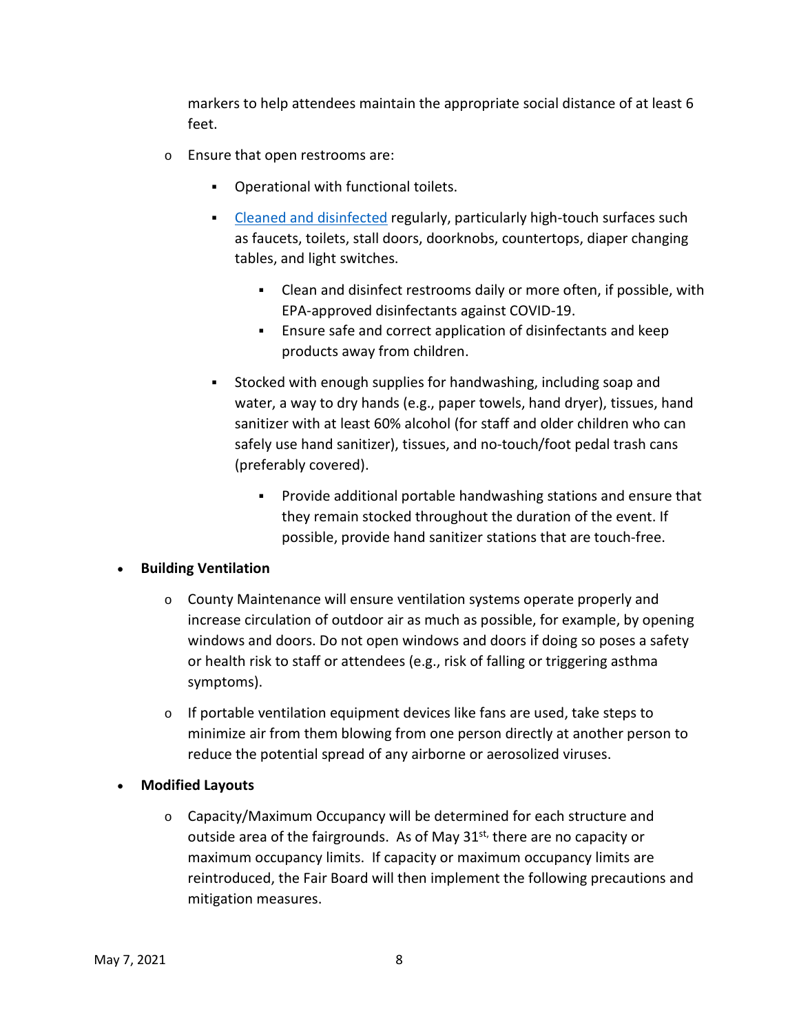markers to help attendees maintain the appropriate social distance of at least 6 feet.

- Ensure that open restrooms are:
  - Operational with functional toilets.
  - Cleaned and disinfected regularly, particularly high-touch surfaces such as faucets, toilets, stall doors, doorknobs, countertops, diaper changing tables, and light switches.
    - Clean and disinfect restrooms daily or more often, if possible, with EPA-approved disinfectants against COVID-19.
    - Ensure safe and correct application of disinfectants and keep products away from children.
  - Stocked with enough supplies for handwashing, including soap and water, a way to dry hands (e.g., paper towels, hand dryer), tissues, hand sanitizer with at least 60% alcohol (for staff and older children who can safely use hand sanitizer), tissues, and no-touch/foot pedal trash cans (preferably covered).
    - Provide additional portable handwashing stations and ensure that they remain stocked throughout the duration of the event. If possible, provide hand sanitizer stations that are touch-free.

- **Building Ventilation**
  - County Maintenance will ensure ventilation systems operate properly and increase circulation of outdoor air as much as possible, for example, by opening windows and doors. Do not open windows and doors if doing so poses a safety or health risk to staff or attendees (e.g., risk of falling or triggering asthma symptoms).
  - If portable ventilation equipment devices like fans are used, take steps to minimize air from them blowing from one person directly at another person to reduce the potential spread of any airborne or aerosolized viruses.

- **Modified Layouts**
  - Capacity/Maximum Occupancy will be determined for each structure and outside area of the fairgrounds. As of May 31st, there are no capacity or maximum occupancy limits. If capacity or maximum occupancy limits are reintroduced, the Fair Board will then implement the following precautions and mitigation measures.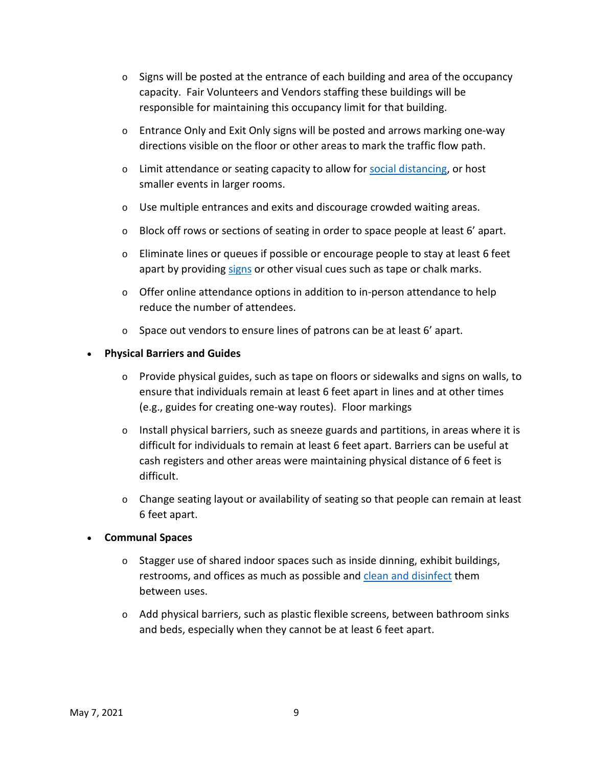- Signs will be posted at the entrance of each building and area of the occupancy capacity. Fair Volunteers and Vendors staffing these buildings will be responsible for maintaining this occupancy limit for that building.
  - Entrance Only and Exit Only signs will be posted and arrows marking one-way directions visible on the floor or other areas to mark the traffic flow path.
  - Limit attendance or seating capacity to allow for social distancing, or host smaller events in larger rooms.
  - Use multiple entrances and exits and discourage crowded waiting areas.
  - Block off rows or sections of seating in order to space people at least 6' apart.
  - Eliminate lines or queues if possible or encourage people to stay at least 6 feet apart by providing signs or other visual cues such as tape or chalk marks.
  - Offer online attendance options in addition to in-person attendance to help reduce the number of attendees.
  - Space out vendors to ensure lines of patrons can be at least 6' apart.

- **Physical Barriers and Guides**
  - Provide physical guides, such as tape on floors or sidewalks and signs on walls, to ensure that individuals remain at least 6 feet apart in lines and at other times (e.g., guides for creating one-way routes). Floor markings
  - Install physical barriers, such as sneeze guards and partitions, in areas where it is difficult for individuals to remain at least 6 feet apart. Barriers can be useful at cash registers and other areas were maintaining physical distance of 6 feet is difficult.
  - Change seating layout or availability of seating so that people can remain at least 6 feet apart.

- **Communal Spaces**
  - Stagger use of shared indoor spaces such as inside dinning, exhibit buildings, restrooms, and offices as much as possible and clean and disinfect them between uses.
  - Add physical barriers, such as plastic flexible screens, between bathroom sinks and beds, especially when they cannot be at least 6 feet apart.

May 7, 2021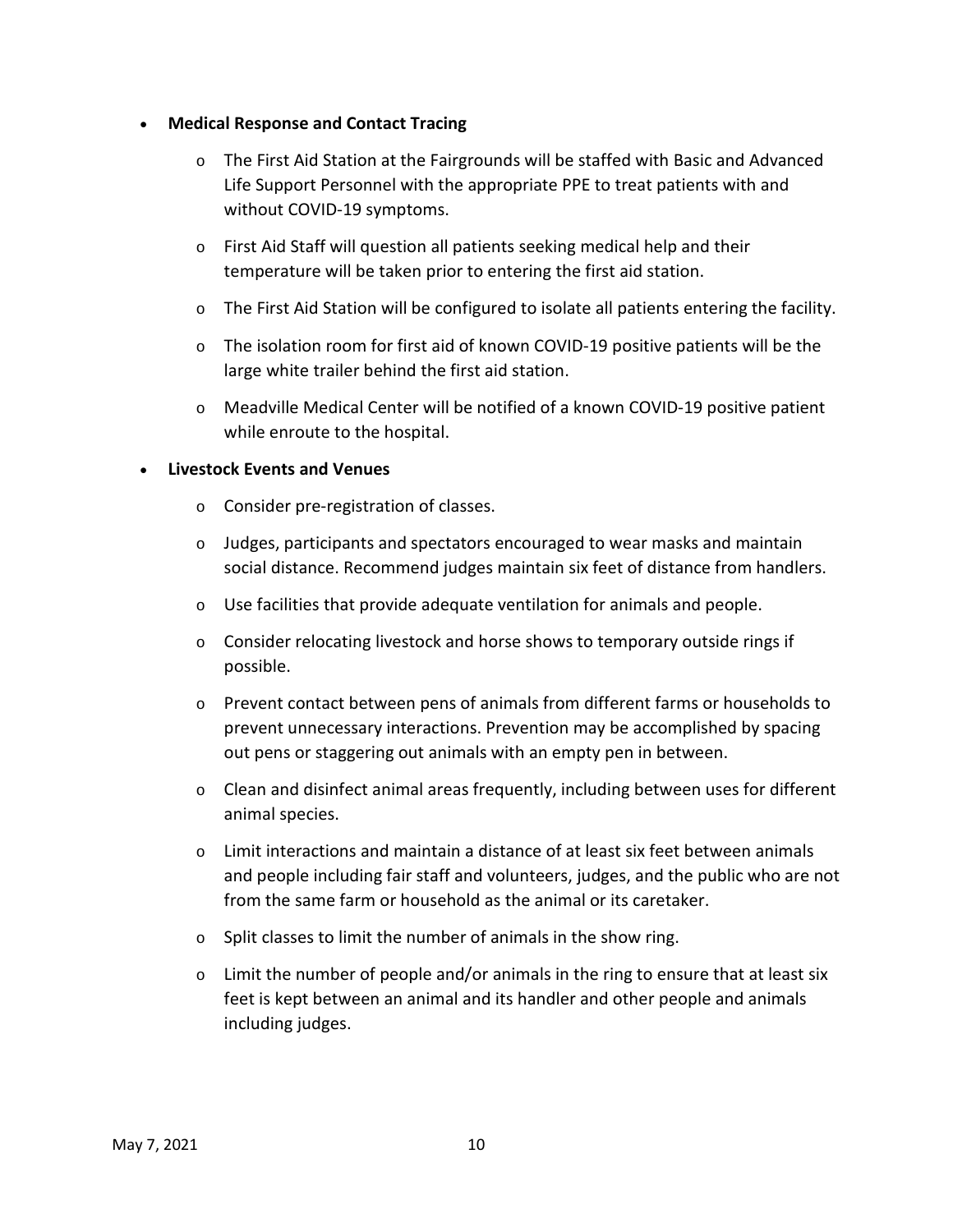- **Medical Response and Contact Tracing**
  - The First Aid Station at the Fairgrounds will be staffed with Basic and Advanced Life Support Personnel with the appropriate PPE to treat patients with and without COVID-19 symptoms.
  - First Aid Staff will question all patients seeking medical help and their temperature will be taken prior to entering the first aid station.
  - The First Aid Station will be configured to isolate all patients entering the facility.
  - The isolation room for first aid of known COVID-19 positive patients will be the large white trailer behind the first aid station.
  - Meadville Medical Center will be notified of a known COVID-19 positive patient while enroute to the hospital.
- **Livestock Events and Venues**
  - Consider pre-registration of classes.
  - Judges, participants and spectators encouraged to wear masks and maintain social distance. Recommend judges maintain six feet of distance from handlers.
  - Use facilities that provide adequate ventilation for animals and people.
  - Consider relocating livestock and horse shows to temporary outside rings if possible.
  - Prevent contact between pens of animals from different farms or households to prevent unnecessary interactions. Prevention may be accomplished by spacing out pens or staggering out animals with an empty pen in between.
  - Clean and disinfect animal areas frequently, including between uses for different animal species.
  - Limit interactions and maintain a distance of at least six feet between animals and people including fair staff and volunteers, judges, and the public who are not from the same farm or household as the animal or its caretaker.
  - Split classes to limit the number of animals in the show ring.
  - Limit the number of people and/or animals in the ring to ensure that at least six feet is kept between an animal and its handler and other people and animals including judges.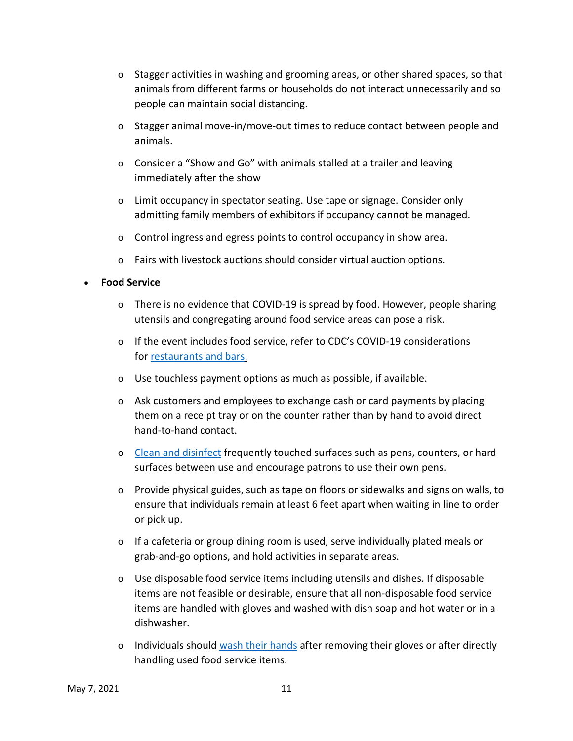- Stagger activities in washing and grooming areas, or other shared spaces, so that animals from different farms or households do not interact unnecessarily and so people can maintain social distancing.
  - Stagger animal move-in/move-out times to reduce contact between people and animals.
  - Consider a "Show and Go" with animals stalled at a trailer and leaving immediately after the show
  - Limit occupancy in spectator seating. Use tape or signage. Consider only admitting family members of exhibitors if occupancy cannot be managed.
  - Control ingress and egress points to control occupancy in show area.
  - Fairs with livestock auctions should consider virtual auction options.

- **Food Service**
  - There is no evidence that COVID-19 is spread by food. However, people sharing utensils and congregating around food service areas can pose a risk.
  - If the event includes food service, refer to CDC's COVID-19 considerations for restaurants and bars.
  - Use touchless payment options as much as possible, if available.
  - Ask customers and employees to exchange cash or card payments by placing them on a receipt tray or on the counter rather than by hand to avoid direct hand-to-hand contact.
  - Clean and disinfect frequently touched surfaces such as pens, counters, or hard surfaces between use and encourage patrons to use their own pens.
  - Provide physical guides, such as tape on floors or sidewalks and signs on walls, to ensure that individuals remain at least 6 feet apart when waiting in line to order or pick up.
  - If a cafeteria or group dining room is used, serve individually plated meals or grab-and-go options, and hold activities in separate areas.
  - Use disposable food service items including utensils and dishes. If disposable items are not feasible or desirable, ensure that all non-disposable food service items are handled with gloves and washed with dish soap and hot water or in a dishwasher.
  - Individuals should wash their hands after removing their gloves or after directly handling used food service items.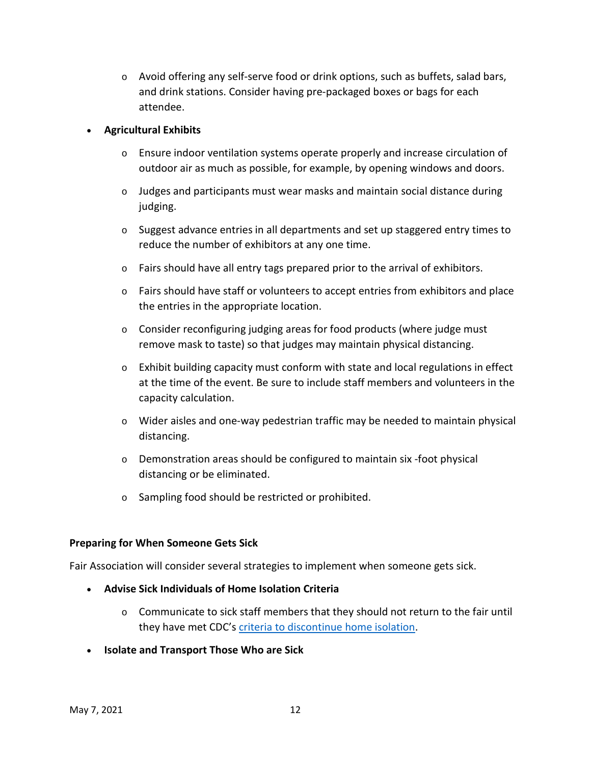- Avoid offering any self-serve food or drink options, such as buffets, salad bars, and drink stations. Consider having pre-packaged boxes or bags for each attendee.

- **Agricultural Exhibits**
  - Ensure indoor ventilation systems operate properly and increase circulation of outdoor air as much as possible, for example, by opening windows and doors.
  - Judges and participants must wear masks and maintain social distance during judging.
  - Suggest advance entries in all departments and set up staggered entry times to reduce the number of exhibitors at any one time.
  - Fairs should have all entry tags prepared prior to the arrival of exhibitors.
  - Fairs should have staff or volunteers to accept entries from exhibitors and place the entries in the appropriate location.
  - Consider reconfiguring judging areas for food products (where judge must remove mask to taste) so that judges may maintain physical distancing.
  - Exhibit building capacity must conform with state and local regulations in effect at the time of the event. Be sure to include staff members and volunteers in the capacity calculation.
  - Wider aisles and one-way pedestrian traffic may be needed to maintain physical distancing.
  - Demonstration areas should be configured to maintain six -foot physical distancing or be eliminated.
  - Sampling food should be restricted or prohibited.

**Preparing for When Someone Gets Sick**

Fair Association will consider several strategies to implement when someone gets sick.

- **Advise Sick Individuals of Home Isolation Criteria**
  - Communicate to sick staff members that they should not return to the fair until they have met CDC's criteria to discontinue home isolation.
- **Isolate and Transport Those Who are Sick**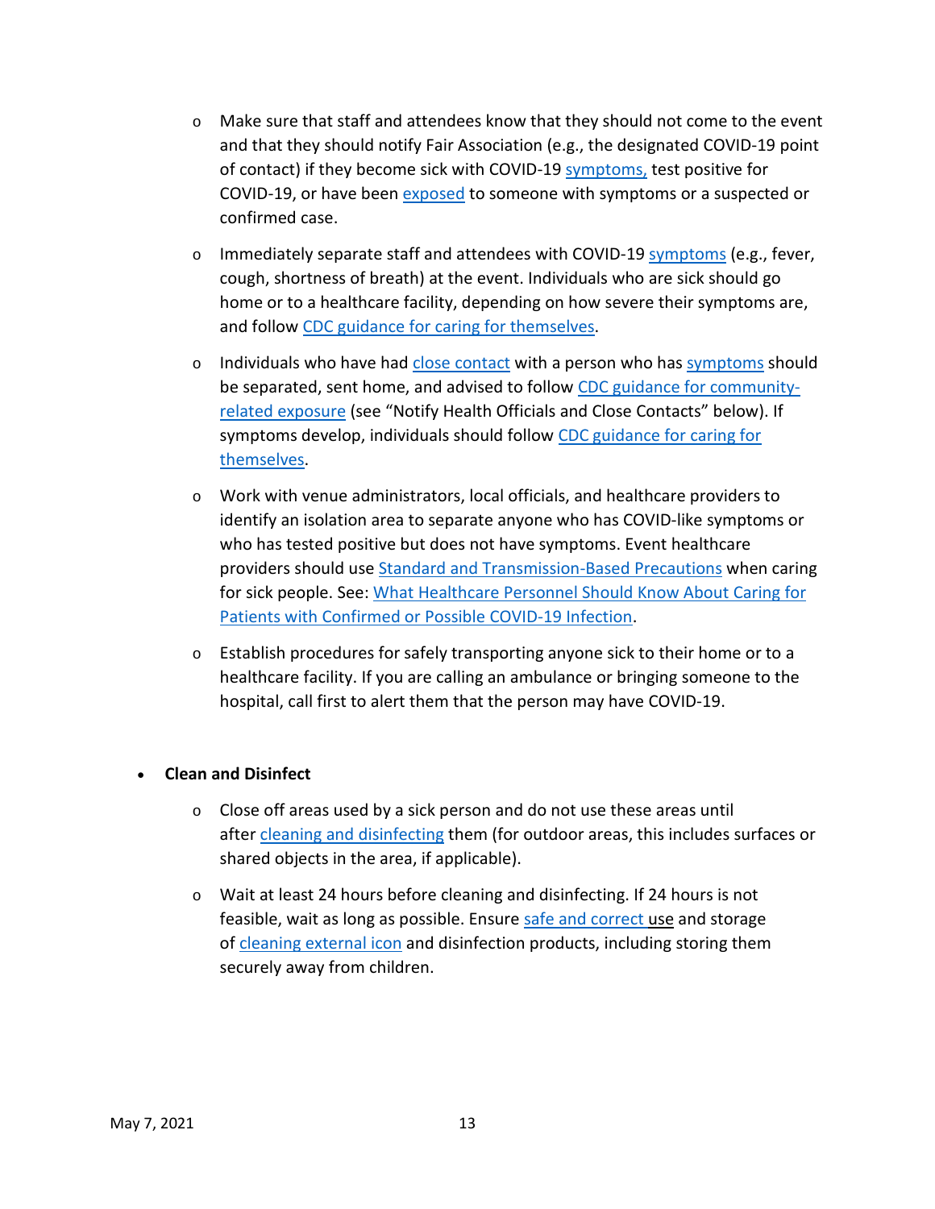- Make sure that staff and attendees know that they should not come to the event and that they should notify Fair Association (e.g., the designated COVID-19 point of contact) if they become sick with COVID-19 symptoms, test positive for COVID-19, or have been exposed to someone with symptoms or a suspected or confirmed case.
- Immediately separate staff and attendees with COVID-19 symptoms (e.g., fever, cough, shortness of breath) at the event. Individuals who are sick should go home or to a healthcare facility, depending on how severe their symptoms are, and follow CDC guidance for caring for themselves.
- Individuals who have had close contact with a person who has symptoms should be separated, sent home, and advised to follow CDC guidance for community-related exposure (see "Notify Health Officials and Close Contacts" below). If symptoms develop, individuals should follow CDC guidance for caring for themselves.
- Work with venue administrators, local officials, and healthcare providers to identify an isolation area to separate anyone who has COVID-like symptoms or who has tested positive but does not have symptoms. Event healthcare providers should use Standard and Transmission-Based Precautions when caring for sick people. See: What Healthcare Personnel Should Know About Caring for Patients with Confirmed or Possible COVID-19 Infection.
- Establish procedures for safely transporting anyone sick to their home or to a healthcare facility. If you are calling an ambulance or bringing someone to the hospital, call first to alert them that the person may have COVID-19.

- **Clean and Disinfect**
  - Close off areas used by a sick person and do not use these areas until after cleaning and disinfecting them (for outdoor areas, this includes surfaces or shared objects in the area, if applicable).
  - Wait at least 24 hours before cleaning and disinfecting. If 24 hours is not feasible, wait as long as possible. Ensure safe and correct use and storage of cleaning external icon and disinfection products, including storing them securely away from children.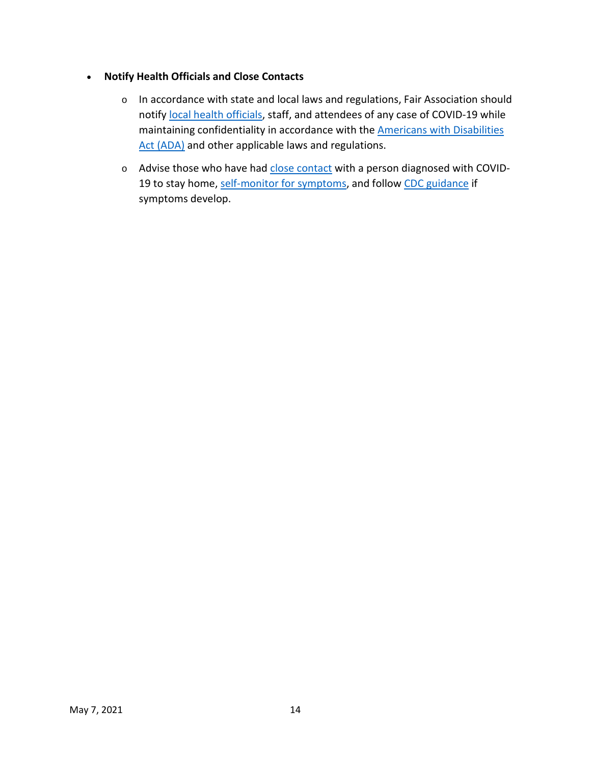- **Notify Health Officials and Close Contacts**
  - In accordance with state and local laws and regulations, Fair Association should notify local health officials, staff, and attendees of any case of COVID-19 while maintaining confidentiality in accordance with the Americans with Disabilities Act (ADA) and other applicable laws and regulations.
  - Advise those who have had close contact with a person diagnosed with COVID-19 to stay home, self-monitor for symptoms, and follow CDC guidance if symptoms develop.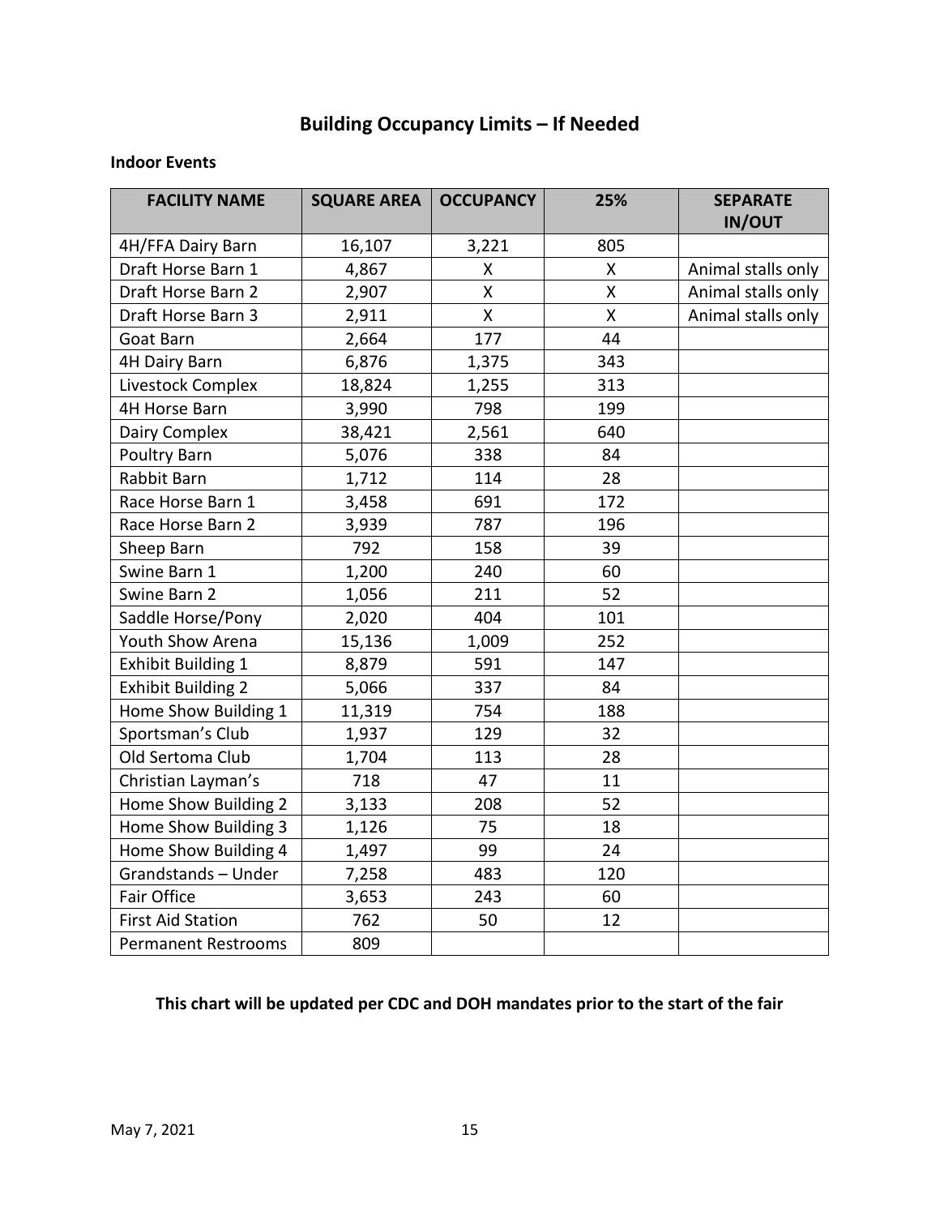# Building Occupancy Limits – If Needed

**Indoor Events**

| FACILITY NAME | SQUARE AREA | OCCUPANCY | 25% | SEPARATE IN/OUT |
|---|---|---|---|---|
| 4H/FFA Dairy Barn | 16,107 | 3,221 | 805 | |
| Draft Horse Barn 1 | 4,867 | X | X | Animal stalls only |
| Draft Horse Barn 2 | 2,907 | X | X | Animal stalls only |
| Draft Horse Barn 3 | 2,911 | X | X | Animal stalls only |
| Goat Barn | 2,664 | 177 | 44 | |
| 4H Dairy Barn | 6,876 | 1,375 | 343 | |
| Livestock Complex | 18,824 | 1,255 | 313 | |
| 4H Horse Barn | 3,990 | 798 | 199 | |
| Dairy Complex | 38,421 | 2,561 | 640 | |
| Poultry Barn | 5,076 | 338 | 84 | |
| Rabbit Barn | 1,712 | 114 | 28 | |
| Race Horse Barn 1 | 3,458 | 691 | 172 | |
| Race Horse Barn 2 | 3,939 | 787 | 196 | |
| Sheep Barn | 792 | 158 | 39 | |
| Swine Barn 1 | 1,200 | 240 | 60 | |
| Swine Barn 2 | 1,056 | 211 | 52 | |
| Saddle Horse/Pony | 2,020 | 404 | 101 | |
| Youth Show Arena | 15,136 | 1,009 | 252 | |
| Exhibit Building 1 | 8,879 | 591 | 147 | |
| Exhibit Building 2 | 5,066 | 337 | 84 | |
| Home Show Building 1 | 11,319 | 754 | 188 | |
| Sportsman's Club | 1,937 | 129 | 32 | |
| Old Sertoma Club | 1,704 | 113 | 28 | |
| Christian Layman's | 718 | 47 | 11 | |
| Home Show Building 2 | 3,133 | 208 | 52 | |
| Home Show Building 3 | 1,126 | 75 | 18 | |
| Home Show Building 4 | 1,497 | 99 | 24 | |
| Grandstands – Under | 7,258 | 483 | 120 | |
| Fair Office | 3,653 | 243 | 60 | |
| First Aid Station | 762 | 50 | 12 | |
| Permanent Restrooms | 809 | | | |

**This chart will be updated per CDC and DOH mandates prior to the start of the fair**

May 7, 2021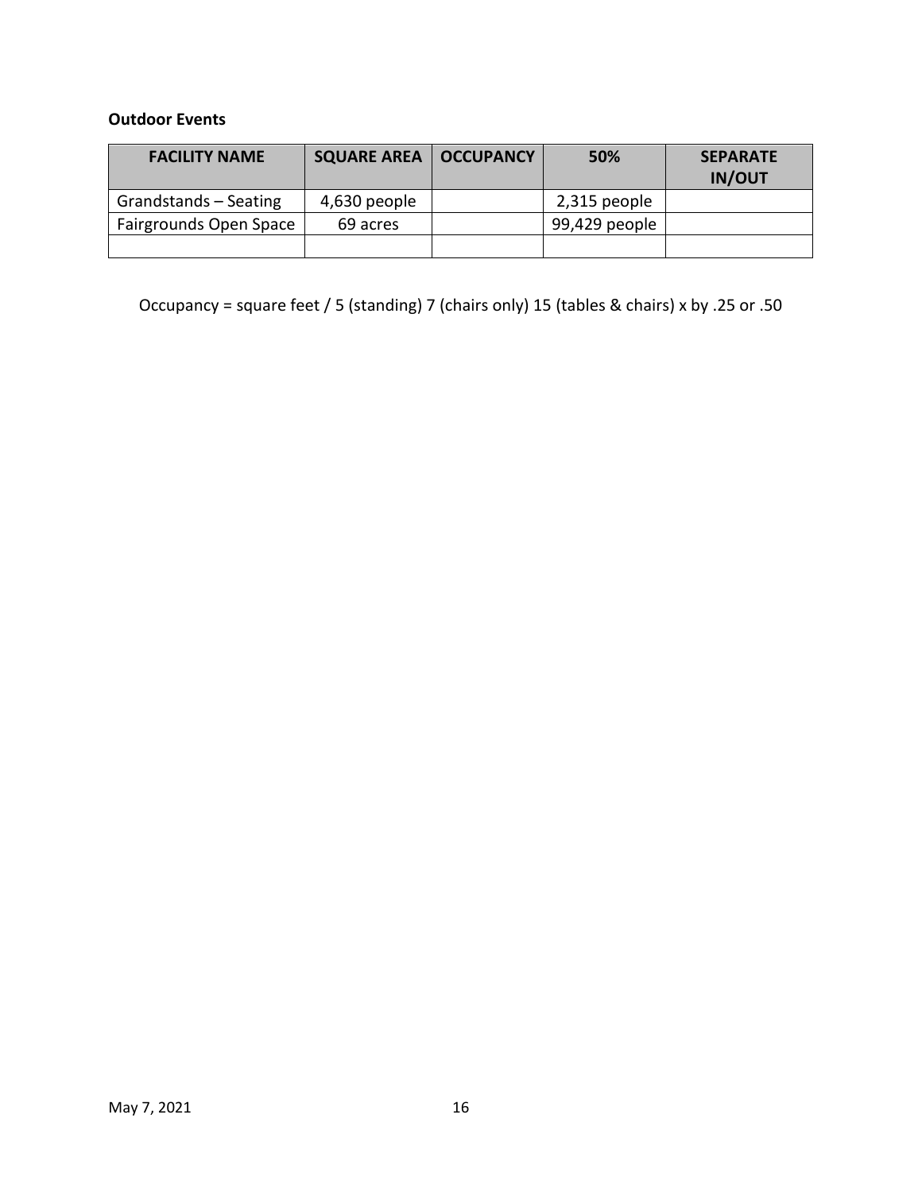**Outdoor Events**

| FACILITY NAME | SQUARE AREA | OCCUPANCY | 50% | SEPARATE IN/OUT |
|---|---|---|---|---|
| Grandstands – Seating | 4,630 people | | 2,315 people | |
| Fairgrounds Open Space | 69 acres | | 99,429 people | |
| | | | | |

Occupancy = square feet / 5 (standing) 7 (chairs only) 15 (tables & chairs) x by .25 or .50

May 7, 2021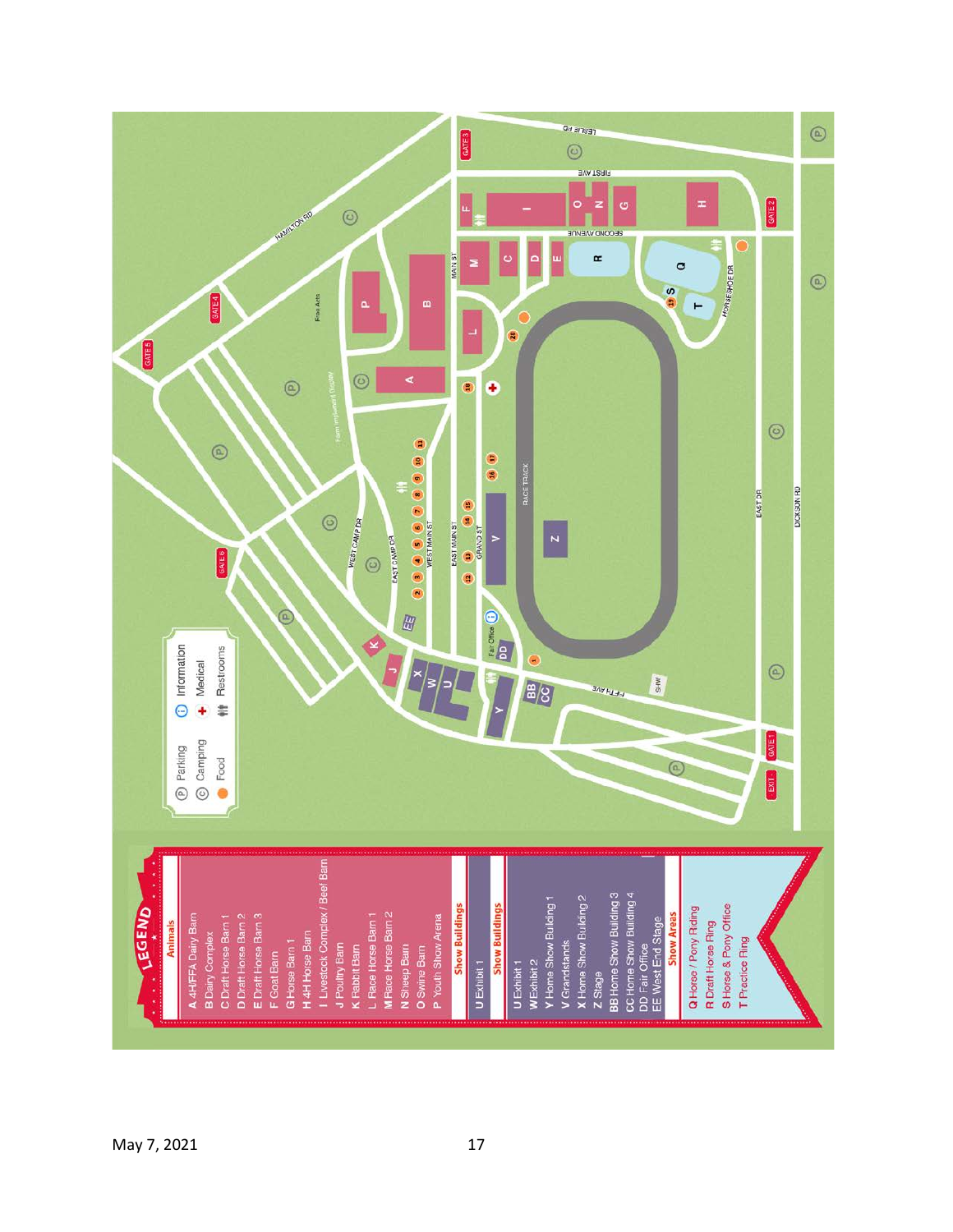# LEGEND

| Key | |
|---|---|
| (P) | Parking |
| (C) | Camping |
| ● | Food |
| (i) | Information |
| + | Medical |
| 🚻 | Restrooms |

## Animals

- A 4H/FFA Dairy Barn
- B Dairy Complex
- C Draft Horse Barn 1
- D Draft Horse Barn 2
- E Draft Horse Barn 3
- F Goat Barn
- G Horse Barn 1
- H 4H Horse Barn
- I Livestock Complex / Beef Barn
- J Poultry Barn
- K Rabbit Barn
- L Race Horse Barn 1
- M Race Horse Barn 2
- N Sheep Barn
- O Swine Barn
- P Youth Show Arena

## Show Buildings

- U Exhibit 1

## Show Buildings

- U Exhibit 1
- W Exhibit 2
- Y Home Show Building 1
- V Grandstands
- X Home Show Building 2
- Z Stage
- BB Home Show Building 3
- CC Home Show Building 4
- DD Fair Office
- EE West End Stage

## Show Areas

- Q Horse / Pony Riding
- R Draft Horse Ring
- S Horse & Pony Office
- T Practice Ring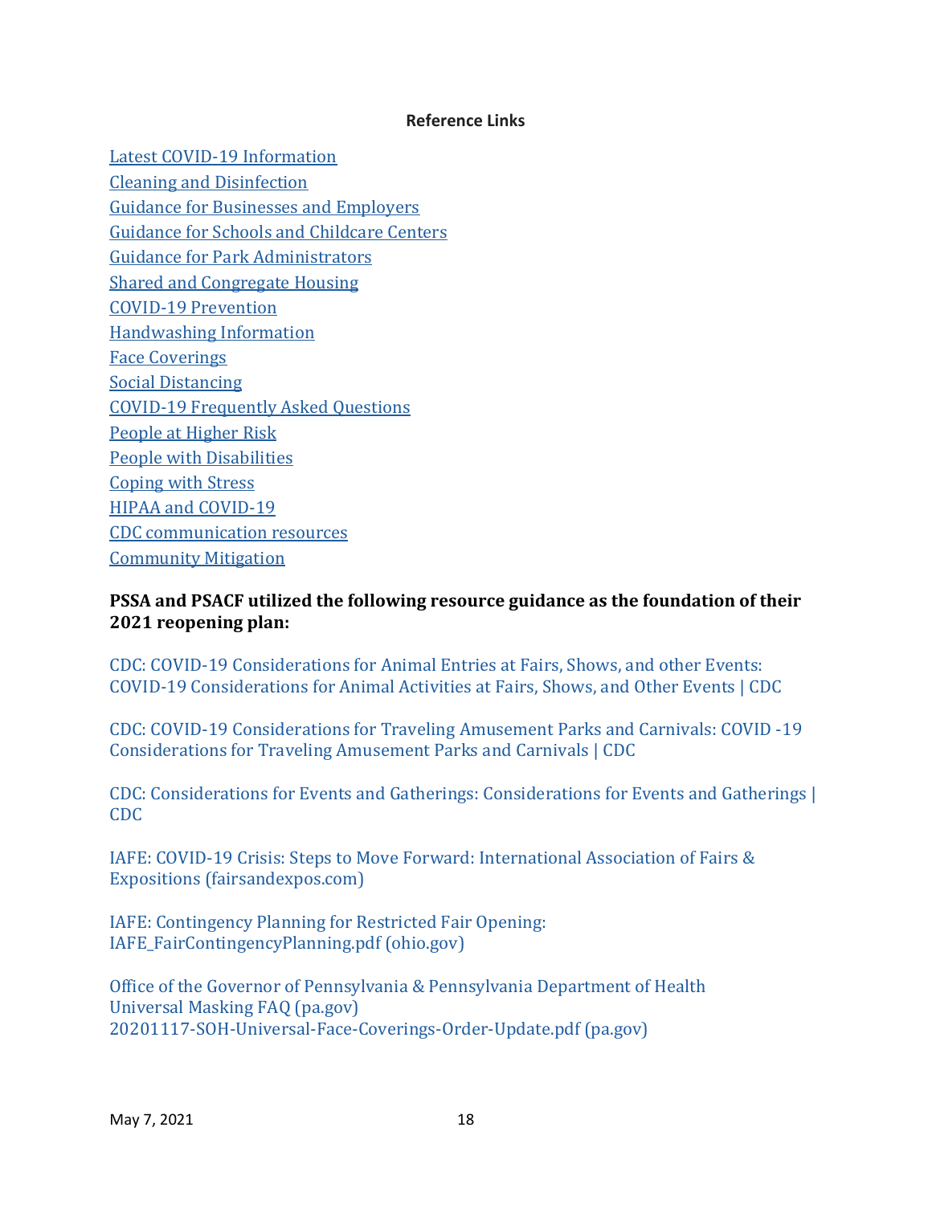**Reference Links**

Latest COVID-19 Information
Cleaning and Disinfection
Guidance for Businesses and Employers
Guidance for Schools and Childcare Centers
Guidance for Park Administrators
Shared and Congregate Housing
COVID-19 Prevention
Handwashing Information
Face Coverings
Social Distancing
COVID-19 Frequently Asked Questions
People at Higher Risk
People with Disabilities
Coping with Stress
HIPAA and COVID-19
CDC communication resources
Community Mitigation

**PSSA and PSACF utilized the following resource guidance as the foundation of their 2021 reopening plan:**

CDC: COVID-19 Considerations for Animal Entries at Fairs, Shows, and other Events: COVID-19 Considerations for Animal Activities at Fairs, Shows, and Other Events | CDC

CDC: COVID-19 Considerations for Traveling Amusement Parks and Carnivals: COVID -19 Considerations for Traveling Amusement Parks and Carnivals | CDC

CDC: Considerations for Events and Gatherings: Considerations for Events and Gatherings | CDC

IAFE: COVID-19 Crisis: Steps to Move Forward: International Association of Fairs & Expositions (fairsandexpos.com)

IAFE: Contingency Planning for Restricted Fair Opening: IAFE_FairContingencyPlanning.pdf (ohio.gov)

Office of the Governor of Pennsylvania & Pennsylvania Department of Health
Universal Masking FAQ (pa.gov)
20201117-SOH-Universal-Face-Coverings-Order-Update.pdf (pa.gov)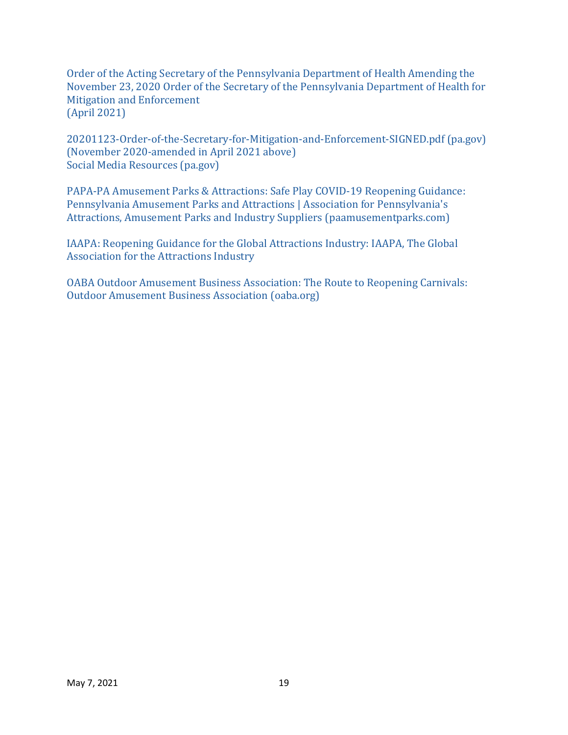Order of the Acting Secretary of the Pennsylvania Department of Health Amending the November 23, 2020 Order of the Secretary of the Pennsylvania Department of Health for Mitigation and Enforcement
(April 2021)

20201123-Order-of-the-Secretary-for-Mitigation-and-Enforcement-SIGNED.pdf (pa.gov)
(November 2020-amended in April 2021 above)
Social Media Resources (pa.gov)

PAPA-PA Amusement Parks & Attractions: Safe Play COVID-19 Reopening Guidance: Pennsylvania Amusement Parks and Attractions | Association for Pennsylvania's Attractions, Amusement Parks and Industry Suppliers (paamusementparks.com)

IAAPA: Reopening Guidance for the Global Attractions Industry: IAAPA, The Global Association for the Attractions Industry

OABA Outdoor Amusement Business Association: The Route to Reopening Carnivals: Outdoor Amusement Business Association (oaba.org)